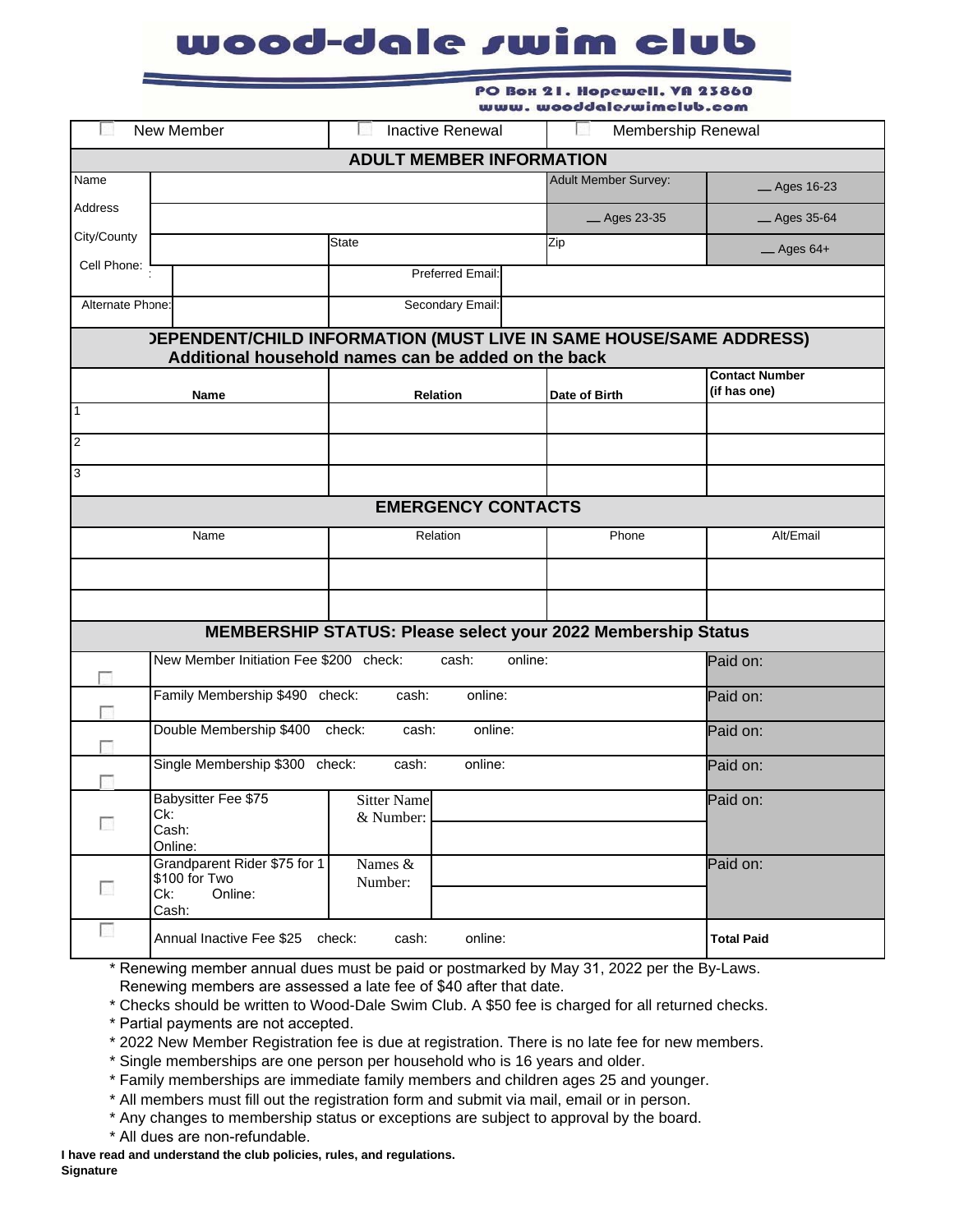# wood-dale swim club

PO Box 21. Hopewell. VA 23860
www. wooddaleswimclub.com

| ☐ New Member | ☐ Inactive Renewal | ☐ Membership Renewal |
|---|---|---|

## ADULT MEMBER INFORMATION

| | | | |
|---|---|---|---|
| Name | | Adult Member Survey: | __ Ages 16-23 |
| Address | | __ Ages 23-35 | __ Ages 35-64 |
| City/County | State | Zip | __ Ages 64+ |
| Cell Phone: | Preferred Email: | | |
| Alternate Phone: | Secondary Email: | | |

## DEPENDENT/CHILD INFORMATION (MUST LIVE IN SAME HOUSE/SAME ADDRESS)
**Additional household names can be added on the back**

| Name | Relation | Date of Birth | Contact Number (if has one) |
|---|---|---|---|
| 1 | | | |
| 2 | | | |
| 3 | | | |

## EMERGENCY CONTACTS

| Name | Relation | Phone | Alt/Email |
|---|---|---|---|
| | | | |
| | | | |

## MEMBERSHIP STATUS: Please select your 2022 Membership Status

| | | | |
|---|---|---|---|
| ☐ | New Member Initiation Fee $200 check: cash: online: | | Paid on: |
| ☐ | Family Membership $490 check: cash: online: | | Paid on: |
| ☐ | Double Membership $400 check: cash: online: | | Paid on: |
| ☐ | Single Membership $300 check: cash: online: | | Paid on: |
| ☐ | Babysitter Fee $75 Ck: Cash: Online: | Sitter Name & Number: | Paid on: |
| ☐ | Grandparent Rider $75 for 1 $100 for Two Ck: Online: Cash: | Names & Number: | Paid on: |
| ☐ | Annual Inactive Fee $25 check: cash: online: | | **Total Paid** |

* Renewing member annual dues must be paid or postmarked by May 31, 2022 per the By-Laws. Renewing members are assessed a late fee of $40 after that date.
* Checks should be written to Wood-Dale Swim Club. A $50 fee is charged for all returned checks.
* Partial payments are not accepted.
* 2022 New Member Registration fee is due at registration. There is no late fee for new members.
* Single memberships are one person per household who is 16 years and older.
* Family memberships are immediate family members and children ages 25 and younger.
* All members must fill out the registration form and submit via mail, email or in person.
* Any changes to membership status or exceptions are subject to approval by the board.
* All dues are non-refundable.

**I have read and understand the club policies, rules, and regulations.**

**Signature**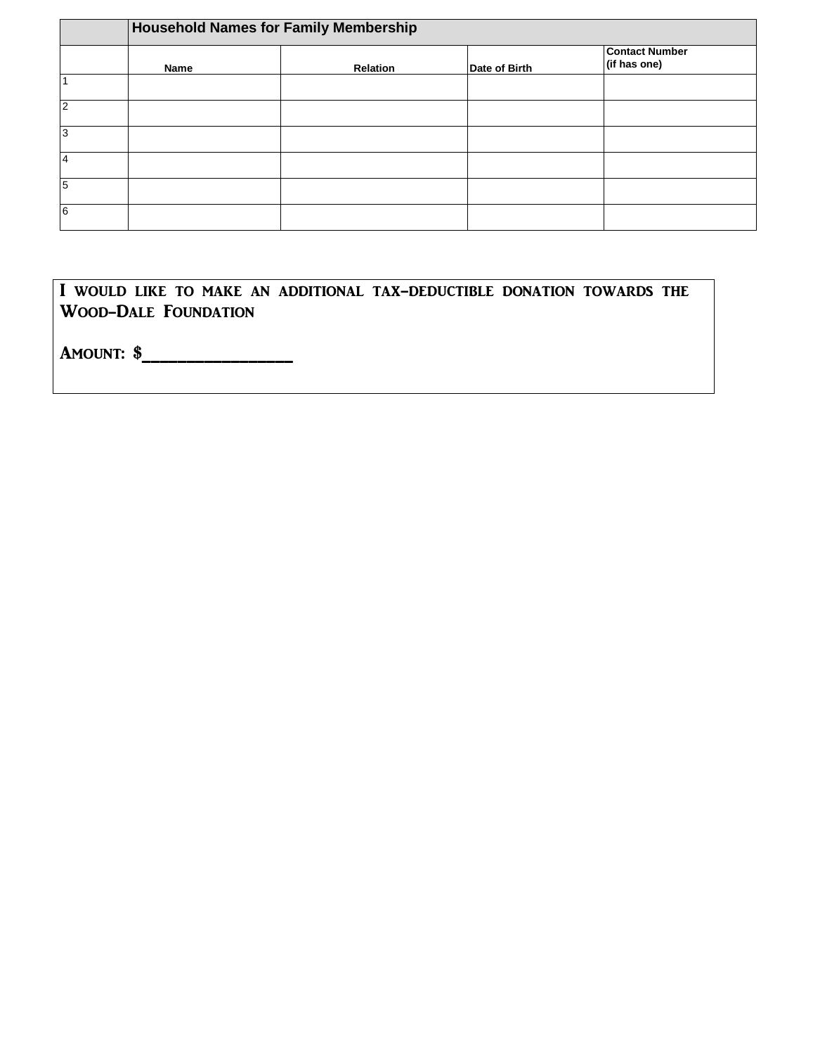| | Household Names for Family Membership | | | |
|---|---|---|---|---|
| | Name | Relation | Date of Birth | Contact Number (if has one) |
| 1 | | | | |
| 2 | | | | |
| 3 | | | | |
| 4 | | | | |
| 5 | | | | |
| 6 | | | | |

**I would like to make an additional tax-deductible donation towards the Wood-Dale Foundation**

**Amount: $________________**